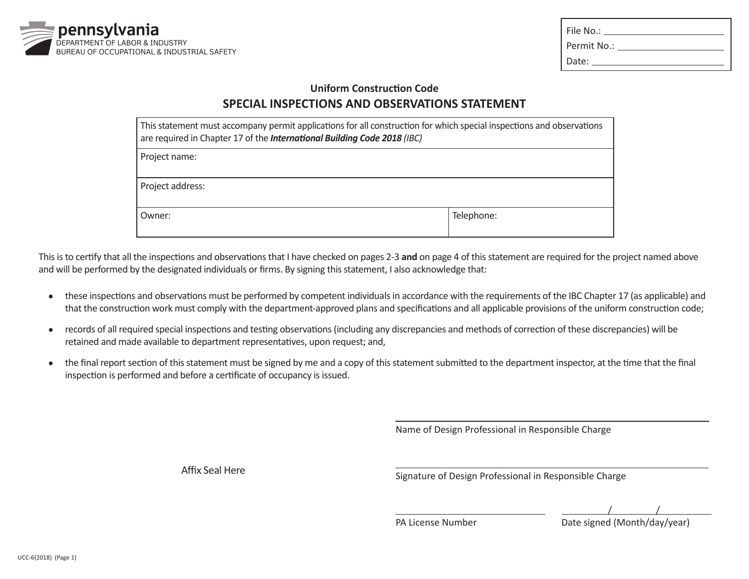pennsylvania
DEPARTMENT OF LABOR & INDUSTRY
BUREAU OF OCCUPATIONAL & INDUSTRIAL SAFETY

File No.: ______________________
Permit No.: ______________________
Date: ______________________

### Uniform Construction Code

## SPECIAL INSPECTIONS AND OBSERVATIONS STATEMENT

| This statement must accompany permit applications for all construction for which special inspections and observations are required in Chapter 17 of the ***International Building Code 2018*** *(IBC)* | |
|---|---|
| Project name: | |
| Project address: | |
| Owner: | Telephone: |

This is to certify that all the inspections and observations that I have checked on pages 2-3 **and** on page 4 of this statement are required for the project named above and will be performed by the designated individuals or firms. By signing this statement, I also acknowledge that:

- these inspections and observations must be performed by competent individuals in accordance with the requirements of the IBC Chapter 17 (as applicable) and that the construction work must comply with the department-approved plans and specifications and all applicable provisions of the uniform construction code;
- records of all required special inspections and testing observations (including any discrepancies and methods of correction of these discrepancies) will be retained and made available to department representatives, upon request; and,
- the final report section of this statement must be signed by me and a copy of this statement submitted to the department inspector, at the time that the final inspection is performed and before a certificate of occupancy is issued.

______________________________________
Name of Design Professional in Responsible Charge

Affix Seal Here

______________________________________
Signature of Design Professional in Responsible Charge

______________________ ______/______/______
PA License Number Date signed (Month/day/year)

UCC-6(2018) (Page 1)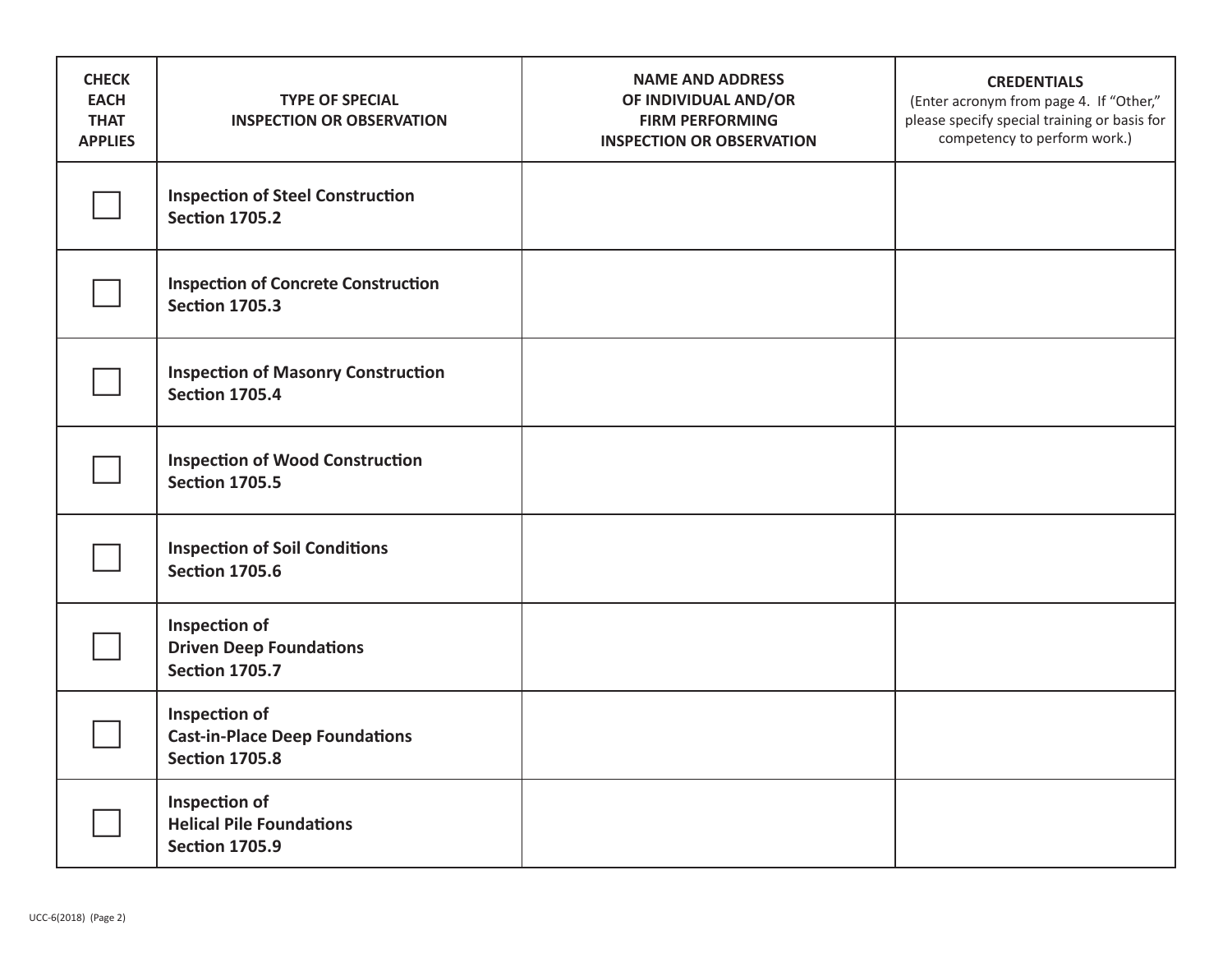| CHECK EACH THAT APPLIES | TYPE OF SPECIAL INSPECTION OR OBSERVATION | NAME AND ADDRESS OF INDIVIDUAL AND/OR FIRM PERFORMING INSPECTION OR OBSERVATION | CREDENTIALS (Enter acronym from page 4. If "Other," please specify special training or basis for competency to perform work.) |
|---|---|---|---|
| ☐ | **Inspection of Steel Construction Section 1705.2** | | |
| ☐ | **Inspection of Concrete Construction Section 1705.3** | | |
| ☐ | **Inspection of Masonry Construction Section 1705.4** | | |
| ☐ | **Inspection of Wood Construction Section 1705.5** | | |
| ☐ | **Inspection of Soil Conditions Section 1705.6** | | |
| ☐ | **Inspection of Driven Deep Foundations Section 1705.7** | | |
| ☐ | **Inspection of Cast-in-Place Deep Foundations Section 1705.8** | | |
| ☐ | **Inspection of Helical Pile Foundations Section 1705.9** | | |

UCC-6(2018) (Page 2)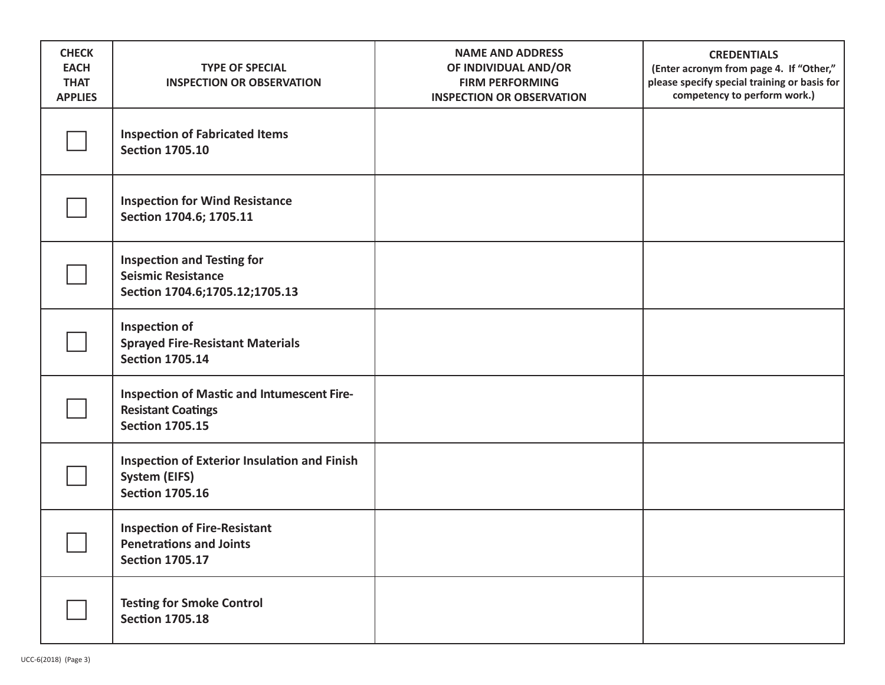| CHECK EACH THAT APPLIES | TYPE OF SPECIAL INSPECTION OR OBSERVATION | NAME AND ADDRESS OF INDIVIDUAL AND/OR FIRM PERFORMING INSPECTION OR OBSERVATION | CREDENTIALS (Enter acronym from page 4. If "Other," please specify special training or basis for competency to perform work.) |
|---|---|---|---|
| ☐ | **Inspection of Fabricated Items**<br>**Section 1705.10** | | |
| ☐ | **Inspection for Wind Resistance**<br>**Section 1704.6; 1705.11** | | |
| ☐ | **Inspection and Testing for Seismic Resistance**<br>**Section 1704.6;1705.12;1705.13** | | |
| ☐ | **Inspection of Sprayed Fire-Resistant Materials**<br>**Section 1705.14** | | |
| ☐ | **Inspection of Mastic and Intumescent Fire-Resistant Coatings**<br>**Section 1705.15** | | |
| ☐ | **Inspection of Exterior Insulation and Finish System (EIFS)**<br>**Section 1705.16** | | |
| ☐ | **Inspection of Fire-Resistant Penetrations and Joints**<br>**Section 1705.17** | | |
| ☐ | **Testing for Smoke Control**<br>**Section 1705.18** | | |

UCC-6(2018) (Page 3)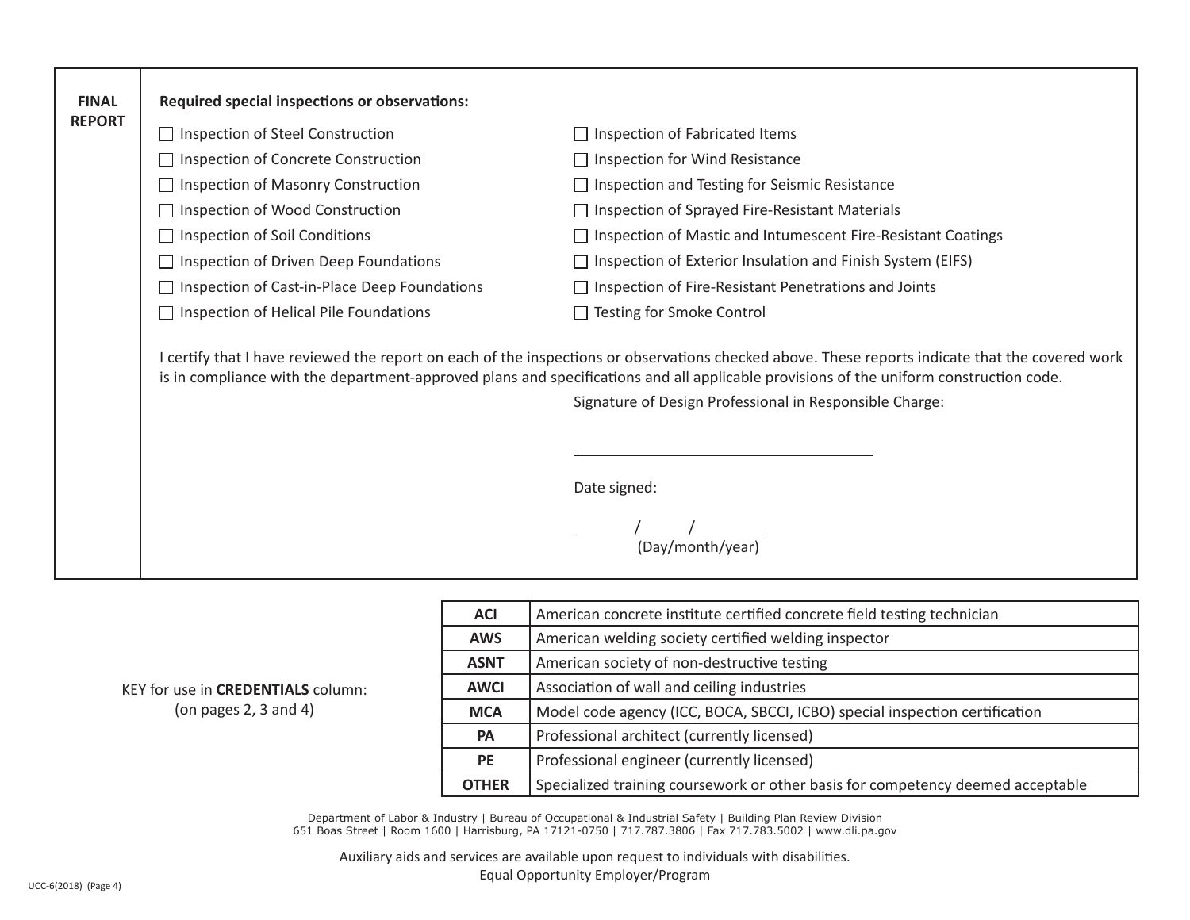**FINAL REPORT**

**Required special inspections or observations:**

- ☐ Inspection of Steel Construction
- ☐ Inspection of Concrete Construction
- ☐ Inspection of Masonry Construction
- ☐ Inspection of Wood Construction
- ☐ Inspection of Soil Conditions
- ☐ Inspection of Driven Deep Foundations
- ☐ Inspection of Cast-in-Place Deep Foundations
- ☐ Inspection of Helical Pile Foundations
- ☐ Inspection of Fabricated Items
- ☐ Inspection for Wind Resistance
- ☐ Inspection and Testing for Seismic Resistance
- ☐ Inspection of Sprayed Fire-Resistant Materials
- ☐ Inspection of Mastic and Intumescent Fire-Resistant Coatings
- ☐ Inspection of Exterior Insulation and Finish System (EIFS)
- ☐ Inspection of Fire-Resistant Penetrations and Joints
- ☐ Testing for Smoke Control

I certify that I have reviewed the report on each of the inspections or observations checked above. These reports indicate that the covered work is in compliance with the department-approved plans and specifications and all applicable provisions of the uniform construction code.

Signature of Design Professional in Responsible Charge:

\_\_\_\_\_\_\_\_\_\_\_\_\_\_\_\_\_\_\_\_\_\_\_\_\_\_\_\_\_\_\_\_

Date signed:

\_\_\_\_\_\_/\_\_\_\_\_\_/\_\_\_\_\_\_
(Day/month/year)

KEY for use in **CREDENTIALS** column:
(on pages 2, 3 and 4)

| | |
|---|---|
| **ACI** | American concrete institute certified concrete field testing technician |
| **AWS** | American welding society certified welding inspector |
| **ASNT** | American society of non-destructive testing |
| **AWCI** | Association of wall and ceiling industries |
| **MCA** | Model code agency (ICC, BOCA, SBCCI, ICBO) special inspection certification |
| **PA** | Professional architect (currently licensed) |
| **PE** | Professional engineer (currently licensed) |
| **OTHER** | Specialized training coursework or other basis for competency deemed acceptable |

Department of Labor & Industry | Bureau of Occupational & Industrial Safety | Building Plan Review Division
651 Boas Street | Room 1600 | Harrisburg, PA 17121-0750 | 717.787.3806 | Fax 717.783.5002 | www.dli.pa.gov

Auxiliary aids and services are available upon request to individuals with disabilities.
Equal Opportunity Employer/Program

UCC-6(2018)